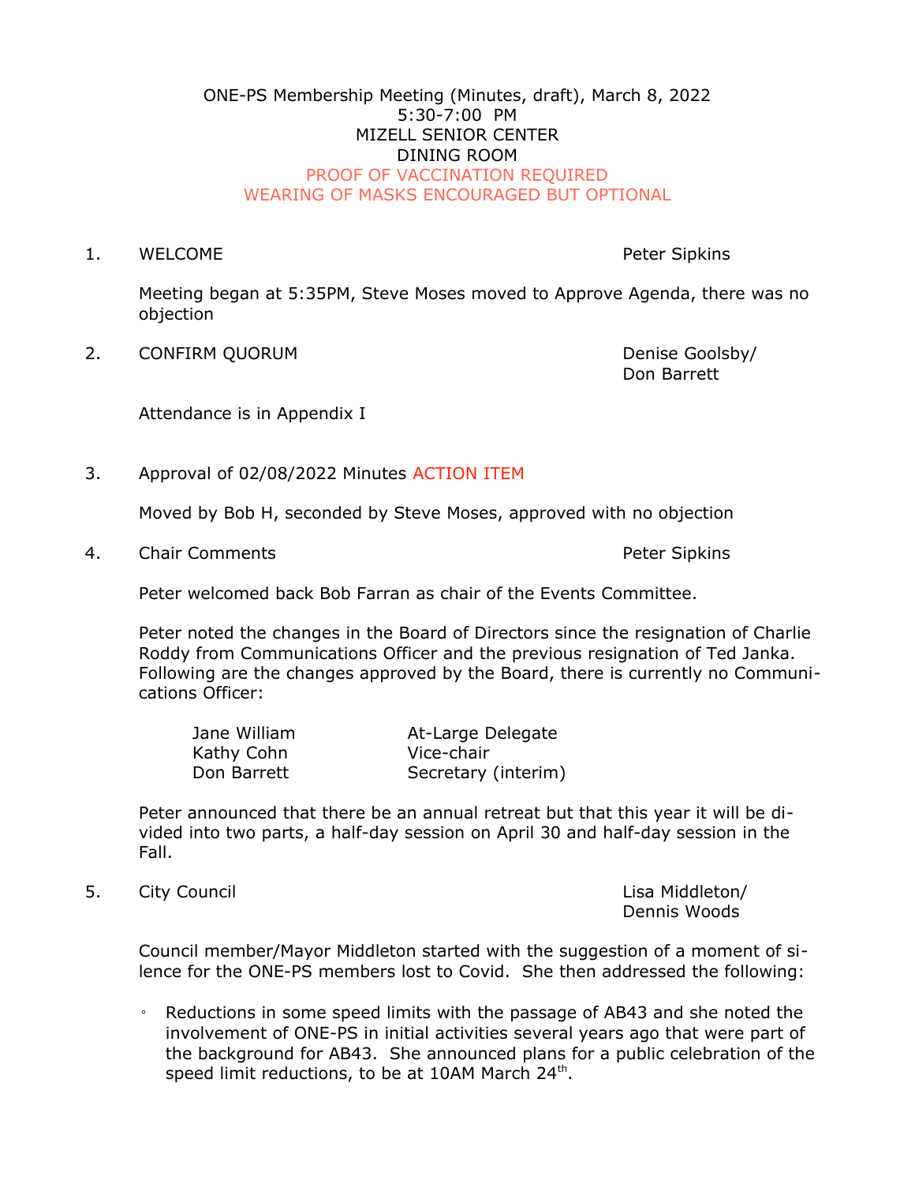ONE-PS Membership Meeting (Minutes, draft), March 8, 2022
5:30-7:00 PM
MIZELL SENIOR CENTER
DINING ROOM
PROOF OF VACCINATION REQUIRED
WEARING OF MASKS ENCOURAGED BUT OPTIONAL

1. WELCOME — Peter Sipkins

   Meeting began at 5:35PM, Steve Moses moved to Approve Agenda, there was no objection

2. CONFIRM QUORUM — Denise Goolsby/ Don Barrett

   Attendance is in Appendix I

3. Approval of 02/08/2022 Minutes ACTION ITEM

   Moved by Bob H, seconded by Steve Moses, approved with no objection

4. Chair Comments — Peter Sipkins

   Peter welcomed back Bob Farran as chair of the Events Committee.

   Peter noted the changes in the Board of Directors since the resignation of Charlie Roddy from Communications Officer and the previous resignation of Ted Janka. Following are the changes approved by the Board, there is currently no Communications Officer:

   | | |
   |---|---|
   | Jane William | At-Large Delegate |
   | Kathy Cohn | Vice-chair |
   | Don Barrett | Secretary (interim) |

   Peter announced that there be an annual retreat but that this year it will be divided into two parts, a half-day session on April 30 and half-day session in the Fall.

5. City Council — Lisa Middleton/ Dennis Woods

   Council member/Mayor Middleton started with the suggestion of a moment of silence for the ONE-PS members lost to Covid. She then addressed the following:

   - Reductions in some speed limits with the passage of AB43 and she noted the involvement of ONE-PS in initial activities several years ago that were part of the background for AB43. She announced plans for a public celebration of the speed limit reductions, to be at 10AM March 24th.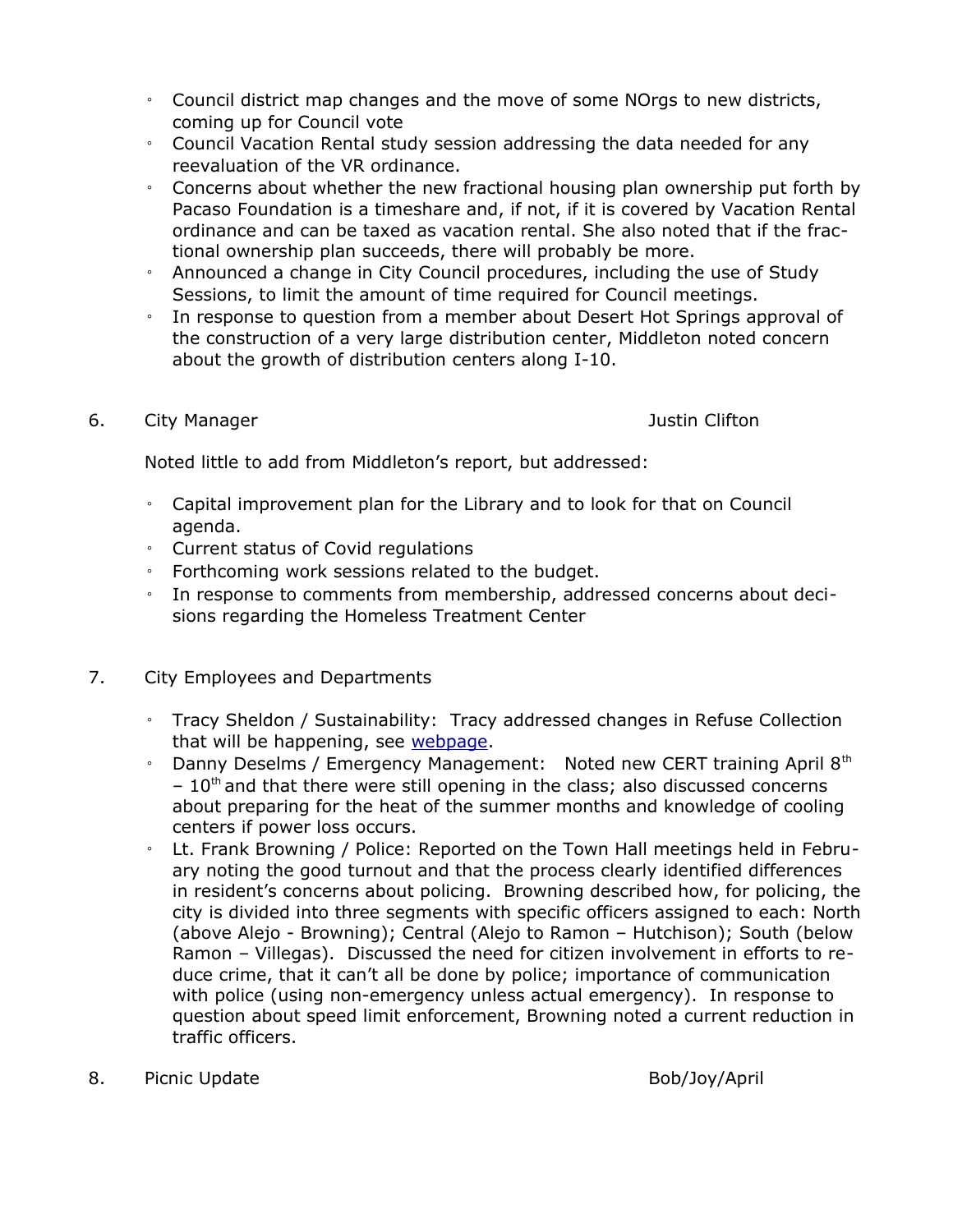- Council district map changes and the move of some NOrgs to new districts, coming up for Council vote
- Council Vacation Rental study session addressing the data needed for any reevaluation of the VR ordinance.
- Concerns about whether the new fractional housing plan ownership put forth by Pacaso Foundation is a timeshare and, if not, if it is covered by Vacation Rental ordinance and can be taxed as vacation rental. She also noted that if the fractional ownership plan succeeds, there will probably be more.
- Announced a change in City Council procedures, including the use of Study Sessions, to limit the amount of time required for Council meetings.
- In response to question from a member about Desert Hot Springs approval of the construction of a very large distribution center, Middleton noted concern about the growth of distribution centers along I-10.

6. City Manager — Justin Clifton

Noted little to add from Middleton's report, but addressed:

- Capital improvement plan for the Library and to look for that on Council agenda.
- Current status of Covid regulations
- Forthcoming work sessions related to the budget.
- In response to comments from membership, addressed concerns about decisions regarding the Homeless Treatment Center

7. City Employees and Departments

- Tracy Sheldon / Sustainability: Tracy addressed changes in Refuse Collection that will be happening, see [webpage]().
- Danny Deselms / Emergency Management: Noted new CERT training April 8th – 10th and that there were still opening in the class; also discussed concerns about preparing for the heat of the summer months and knowledge of cooling centers if power loss occurs.
- Lt. Frank Browning / Police: Reported on the Town Hall meetings held in February noting the good turnout and that the process clearly identified differences in resident's concerns about policing. Browning described how, for policing, the city is divided into three segments with specific officers assigned to each: North (above Alejo - Browning); Central (Alejo to Ramon – Hutchison); South (below Ramon – Villegas). Discussed the need for citizen involvement in efforts to reduce crime, that it can't all be done by police; importance of communication with police (using non-emergency unless actual emergency). In response to question about speed limit enforcement, Browning noted a current reduction in traffic officers.

8. Picnic Update — Bob/Joy/April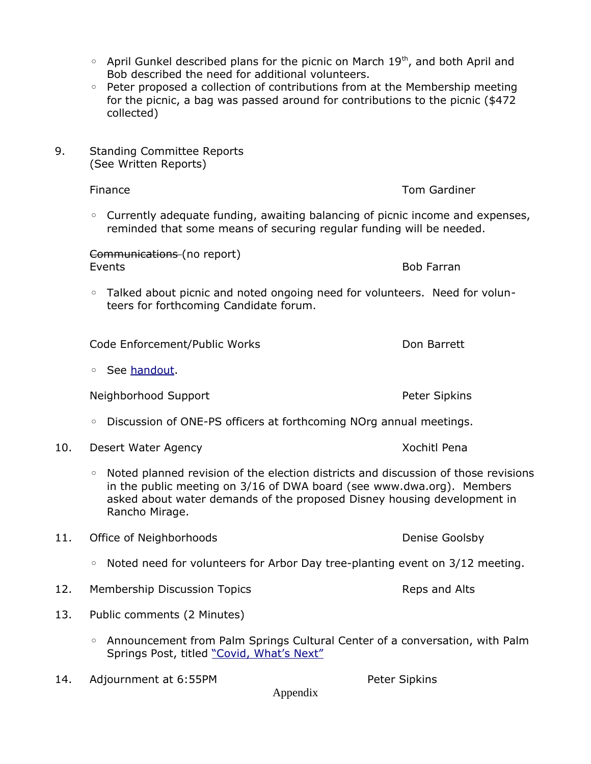- April Gunkel described plans for the picnic on March 19th, and both April and Bob described the need for additional volunteers.
- Peter proposed a collection of contributions from at the Membership meeting for the picnic, a bag was passed around for contributions to the picnic ($472 collected)

9. Standing Committee Reports
(See Written Reports)

Finance — Tom Gardiner

- Currently adequate funding, awaiting balancing of picnic income and expenses, reminded that some means of securing regular funding will be needed.

~~Communications~~ (no report)
Events — Bob Farran

- Talked about picnic and noted ongoing need for volunteers. Need for volunteers for forthcoming Candidate forum.

Code Enforcement/Public Works — Don Barrett

- See handout.

Neighborhood Support — Peter Sipkins

- Discussion of ONE-PS officers at forthcoming NOrg annual meetings.

10. Desert Water Agency — Xochitl Pena

- Noted planned revision of the election districts and discussion of those revisions in the public meeting on 3/16 of DWA board (see www.dwa.org). Members asked about water demands of the proposed Disney housing development in Rancho Mirage.

11. Office of Neighborhoods — Denise Goolsby

- Noted need for volunteers for Arbor Day tree-planting event on 3/12 meeting.

12. Membership Discussion Topics — Reps and Alts

13. Public comments (2 Minutes)

- Announcement from Palm Springs Cultural Center of a conversation, with Palm Springs Post, titled "Covid, What's Next"

14. Adjournment at 6:55PM — Peter Sipkins

Appendix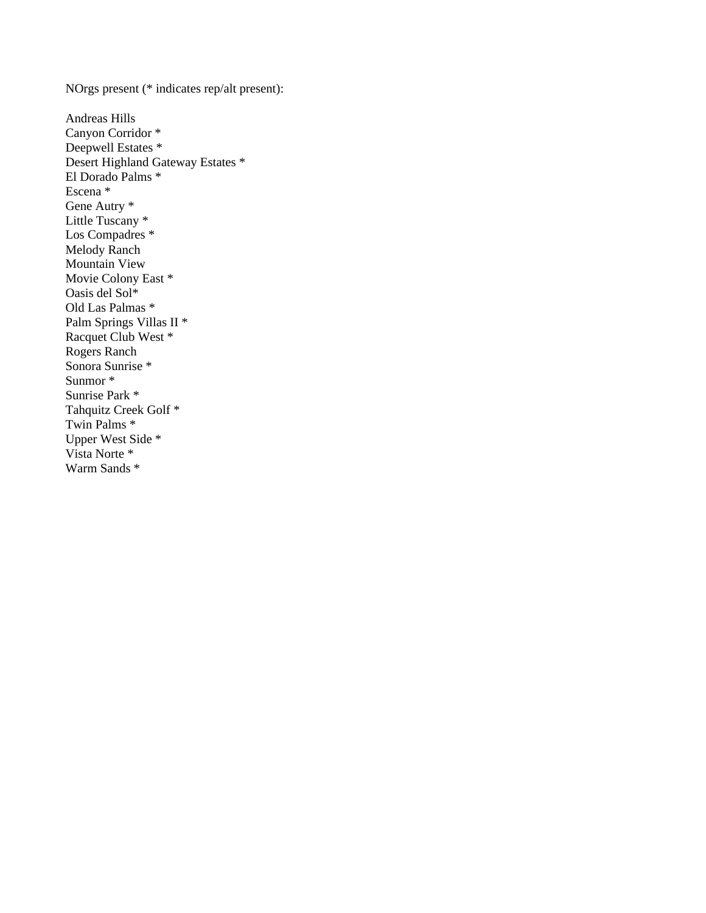NOrgs present (* indicates rep/alt present):

Andreas Hills
Canyon Corridor *
Deepwell Estates *
Desert Highland Gateway Estates *
El Dorado Palms *
Escena *
Gene Autry *
Little Tuscany *
Los Compadres *
Melody Ranch
Mountain View
Movie Colony East *
Oasis del Sol*
Old Las Palmas *
Palm Springs Villas II *
Racquet Club West *
Rogers Ranch
Sonora Sunrise *
Sunmor *
Sunrise Park *
Tahquitz Creek Golf *
Twin Palms *
Upper West Side *
Vista Norte *
Warm Sands *